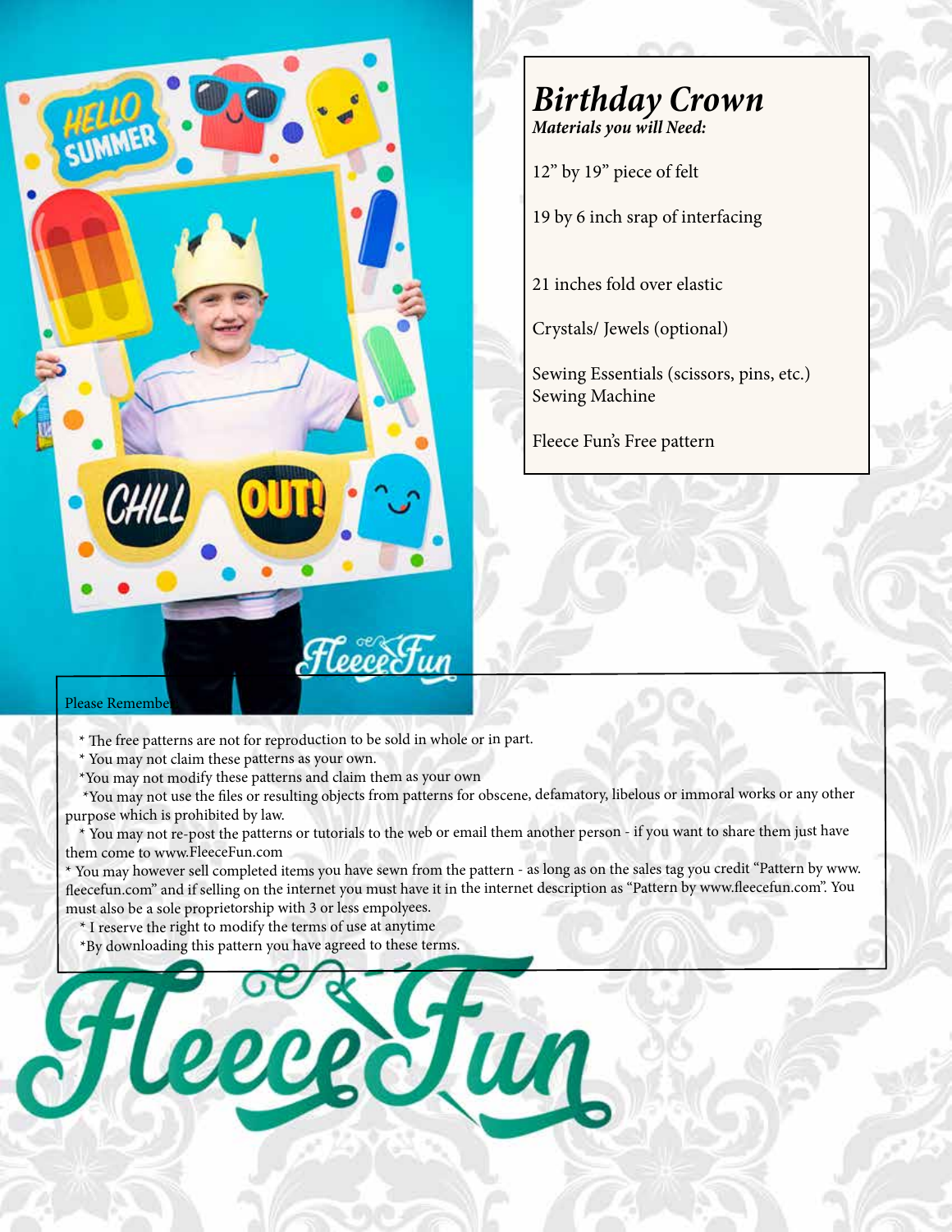# Birthday Crown

***Materials you will Need:***

12" by 19" piece of felt

19 by 6 inch srap of interfacing

21 inches fold over elastic

Crystals/ Jewels (optional)

Sewing Essentials (scissors, pins, etc.)
Sewing Machine

Fleece Fun's Free pattern

Please Remember

* The free patterns are not for reproduction to be sold in whole or in part.
* You may not claim these patterns as your own.
*You may not modify these patterns and claim them as your own
*You may not use the files or resulting objects from patterns for obscene, defamatory, libelous or immoral works or any other purpose which is prohibited by law.
* You may not re-post the patterns or tutorials to the web or email them another person - if you want to share them just have them come to www.FleeceFun.com
* You may however sell completed items you have sewn from the pattern - as long as on the sales tag you credit "Pattern by www.fleecefun.com" and if selling on the internet you must have it in the internet description as "Pattern by www.fleecefun.com". You must also be a sole proprietorship with 3 or less empolyees.
* I reserve the right to modify the terms of use at anytime
*By downloading this pattern you have agreed to these terms.

FleeceFun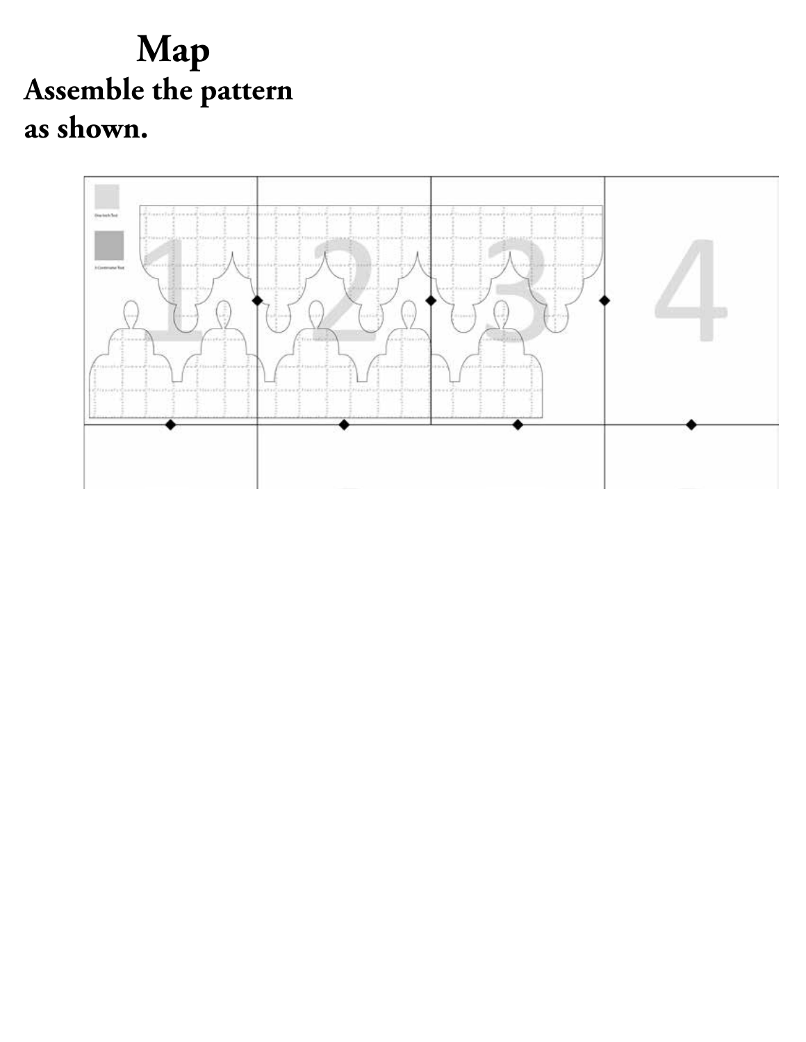# Map

**Assemble the pattern as shown.**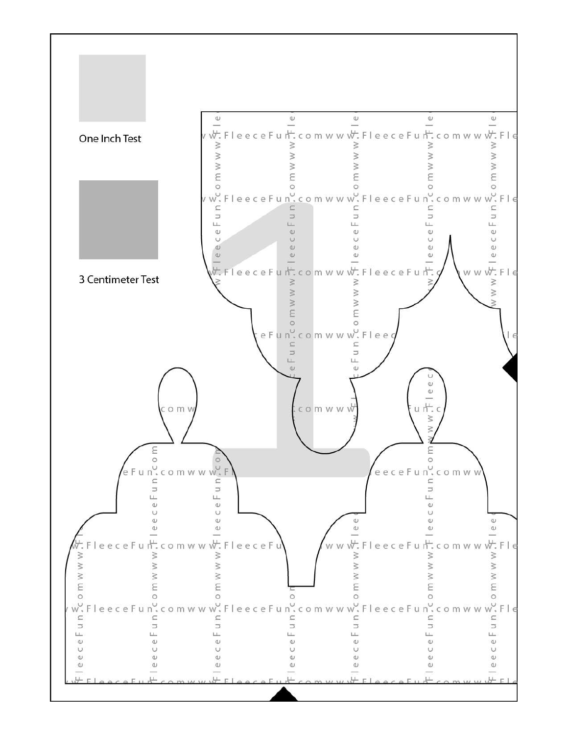One Inch Test

3 Centimeter Test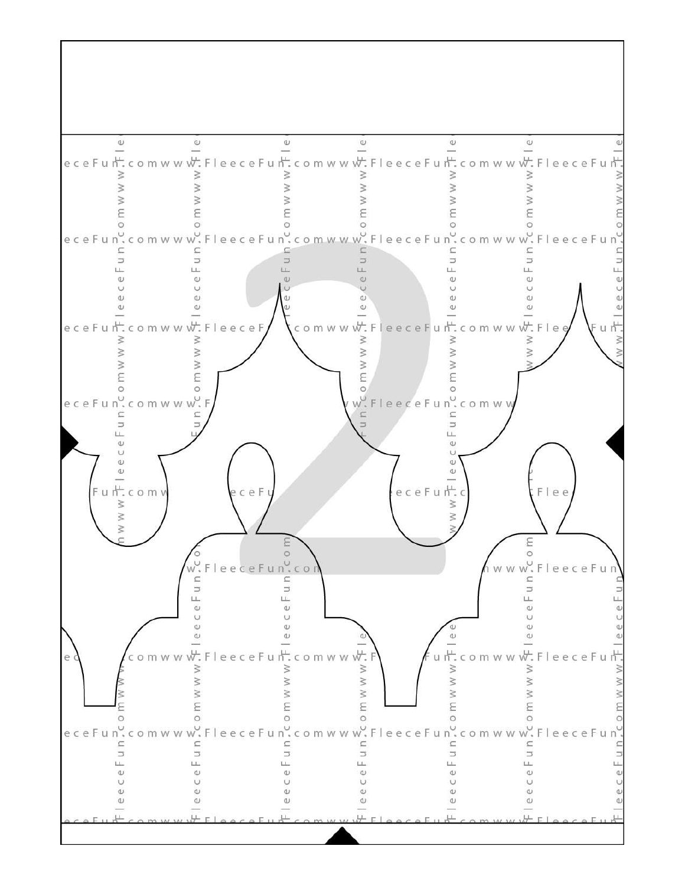2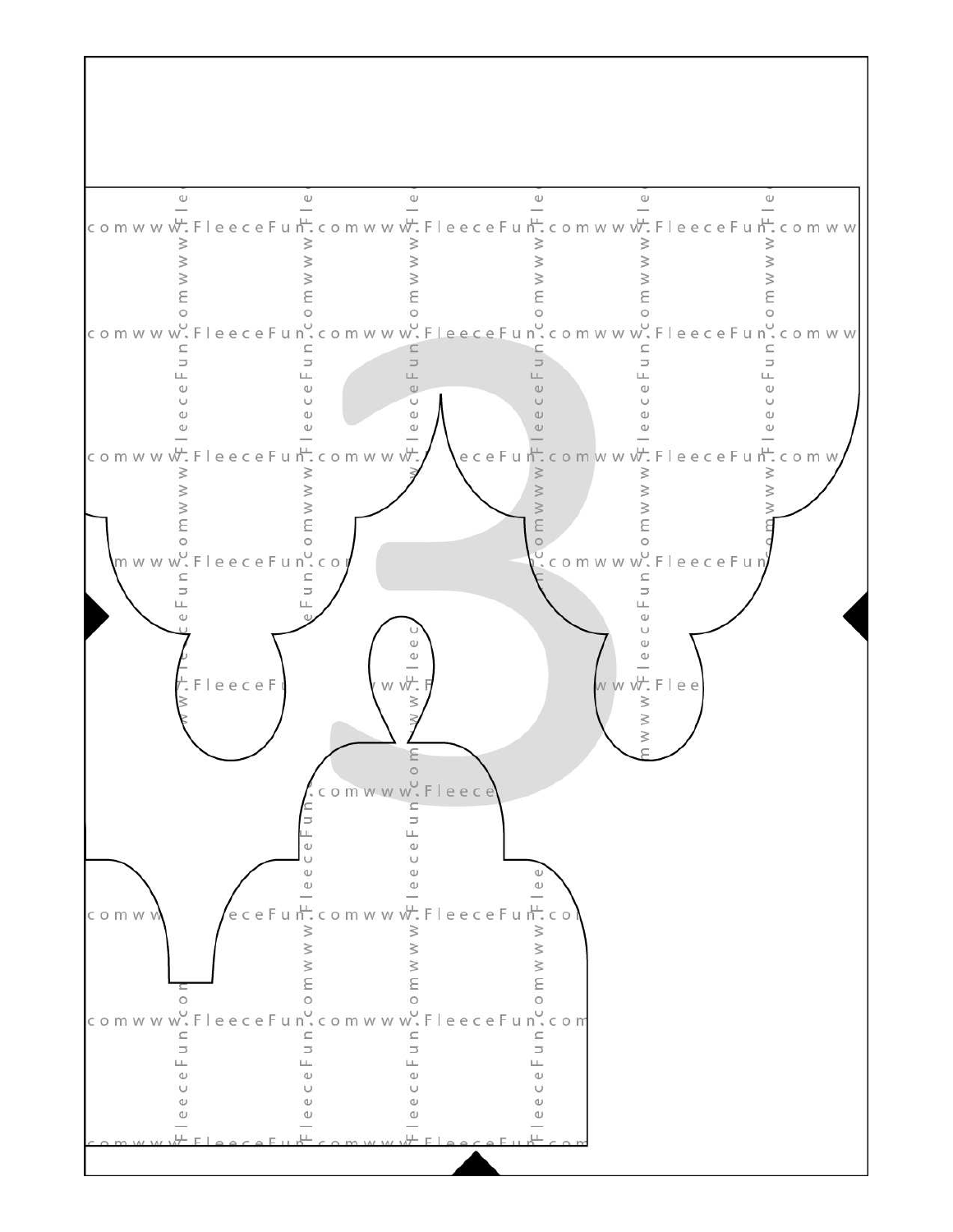3